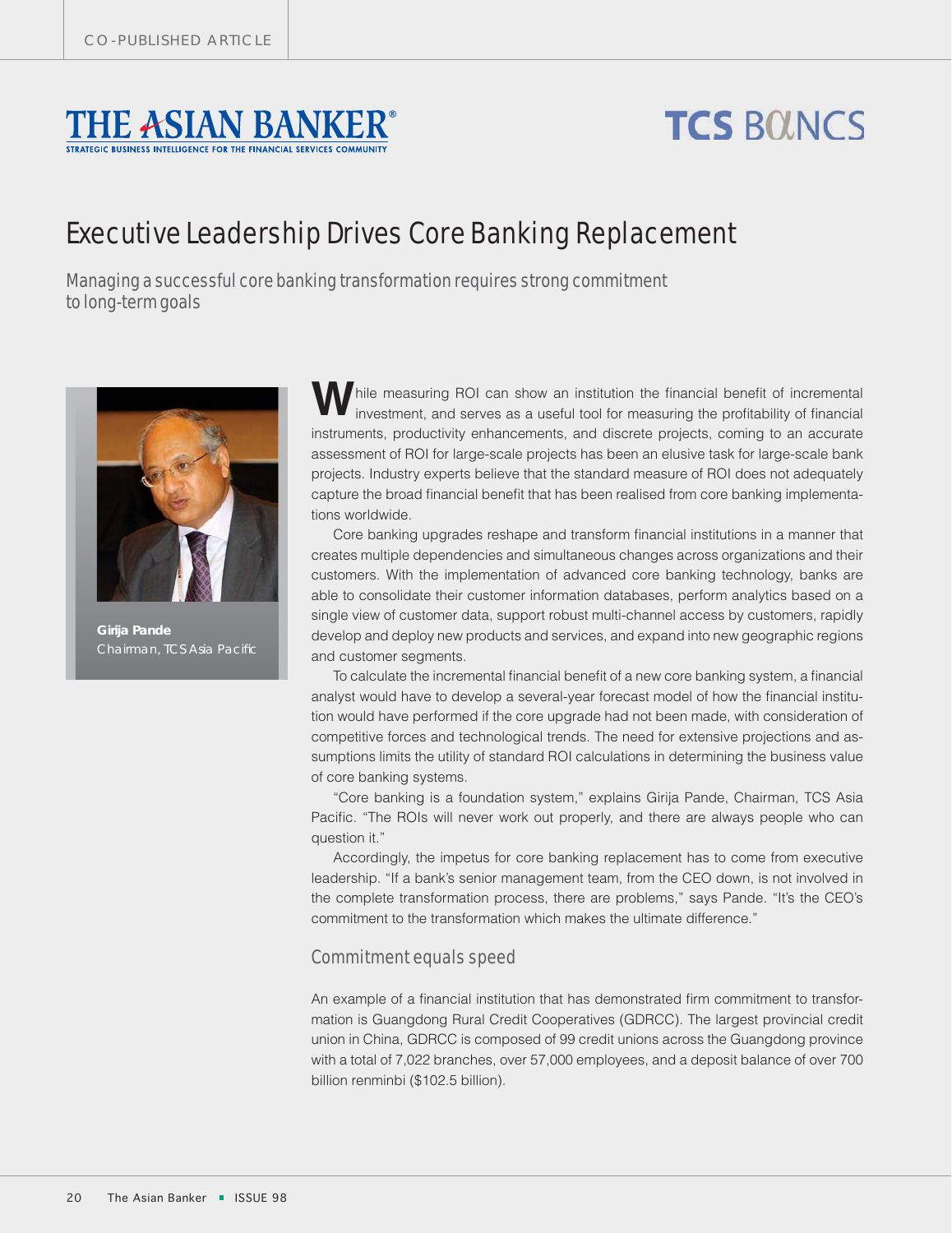CO-PUBLISHED ARTICLE

THE ASIAN BANKER — STRATEGIC BUSINESS INTELLIGENCE FOR THE FINANCIAL SERVICES COMMUNITY

TCS BaNCS

# Executive Leadership Drives Core Banking Replacement

Managing a successful core banking transformation requires strong commitment to long-term goals

**Girija Pande**
Chairman, TCS Asia Pacific

While measuring ROI can show an institution the financial benefit of incremental investment, and serves as a useful tool for measuring the profitability of financial instruments, productivity enhancements, and discrete projects, coming to an accurate assessment of ROI for large-scale projects has been an elusive task for large-scale bank projects. Industry experts believe that the standard measure of ROI does not adequately capture the broad financial benefit that has been realised from core banking implementations worldwide.

Core banking upgrades reshape and transform financial institutions in a manner that creates multiple dependencies and simultaneous changes across organizations and their customers. With the implementation of advanced core banking technology, banks are able to consolidate their customer information databases, perform analytics based on a single view of customer data, support robust multi-channel access by customers, rapidly develop and deploy new products and services, and expand into new geographic regions and customer segments.

To calculate the incremental financial benefit of a new core banking system, a financial analyst would have to develop a several-year forecast model of how the financial institution would have performed if the core upgrade had not been made, with consideration of competitive forces and technological trends. The need for extensive projections and assumptions limits the utility of standard ROI calculations in determining the business value of core banking systems.

"Core banking is a foundation system," explains Girija Pande, Chairman, TCS Asia Pacific. "The ROIs will never work out properly, and there are always people who can question it."

Accordingly, the impetus for core banking replacement has to come from executive leadership. "If a bank's senior management team, from the CEO down, is not involved in the complete transformation process, there are problems," says Pande. "It's the CEO's commitment to the transformation which makes the ultimate difference."

## Commitment equals speed

An example of a financial institution that has demonstrated firm commitment to transformation is Guangdong Rural Credit Cooperatives (GDRCC). The largest provincial credit union in China, GDRCC is composed of 99 credit unions across the Guangdong province with a total of 7,022 branches, over 57,000 employees, and a deposit balance of over 700 billion renminbi ($102.5 billion).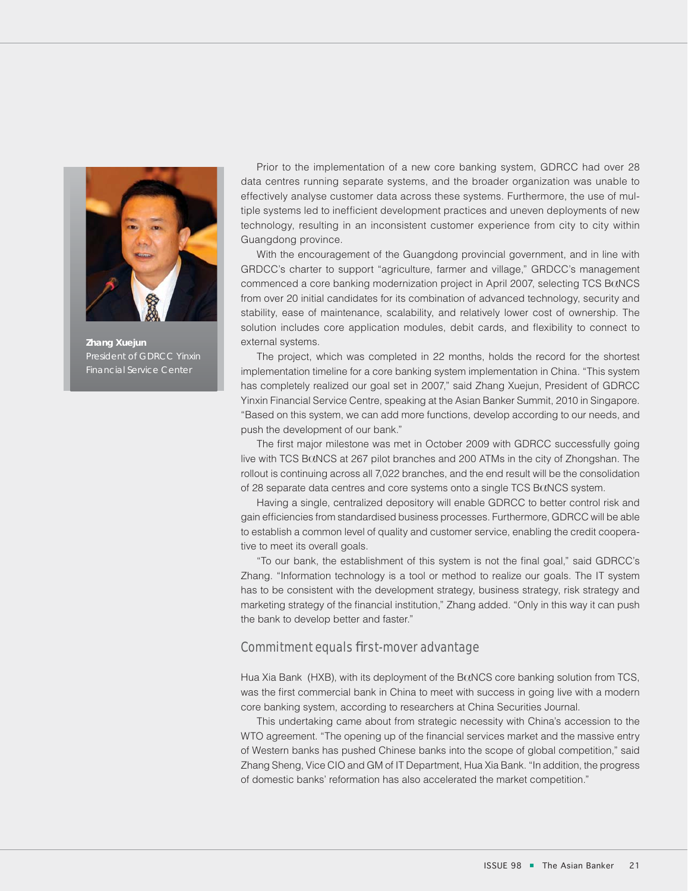**Zhang Xuejun**
President of GDRCC Yinxin Financial Service Center

Prior to the implementation of a new core banking system, GDRCC had over 28 data centres running separate systems, and the broader organization was unable to effectively analyse customer data across these systems. Furthermore, the use of multiple systems led to inefficient development practices and uneven deployments of new technology, resulting in an inconsistent customer experience from city to city within Guangdong province.

With the encouragement of the Guangdong provincial government, and in line with GRDCC's charter to support "agriculture, farmer and village," GRDCC's management commenced a core banking modernization project in April 2007, selecting TCS BαNCS from over 20 initial candidates for its combination of advanced technology, security and stability, ease of maintenance, scalability, and relatively lower cost of ownership. The solution includes core application modules, debit cards, and flexibility to connect to external systems.

The project, which was completed in 22 months, holds the record for the shortest implementation timeline for a core banking system implementation in China. "This system has completely realized our goal set in 2007," said Zhang Xuejun, President of GDRCC Yinxin Financial Service Centre, speaking at the Asian Banker Summit, 2010 in Singapore. "Based on this system, we can add more functions, develop according to our needs, and push the development of our bank."

The first major milestone was met in October 2009 with GDRCC successfully going live with TCS BαNCS at 267 pilot branches and 200 ATMs in the city of Zhongshan. The rollout is continuing across all 7,022 branches, and the end result will be the consolidation of 28 separate data centres and core systems onto a single TCS BαNCS system.

Having a single, centralized depository will enable GDRCC to better control risk and gain efficiencies from standardised business processes. Furthermore, GDRCC will be able to establish a common level of quality and customer service, enabling the credit cooperative to meet its overall goals.

"To our bank, the establishment of this system is not the final goal," said GDRCC's Zhang. "Information technology is a tool or method to realize our goals. The IT system has to be consistent with the development strategy, business strategy, risk strategy and marketing strategy of the financial institution," Zhang added. "Only in this way it can push the bank to develop better and faster."

## Commitment equals first-mover advantage

Hua Xia Bank (HXB), with its deployment of the BαNCS core banking solution from TCS, was the first commercial bank in China to meet with success in going live with a modern core banking system, according to researchers at China Securities Journal.

This undertaking came about from strategic necessity with China's accession to the WTO agreement. "The opening up of the financial services market and the massive entry of Western banks has pushed Chinese banks into the scope of global competition," said Zhang Sheng, Vice CIO and GM of IT Department, Hua Xia Bank. "In addition, the progress of domestic banks' reformation has also accelerated the market competition."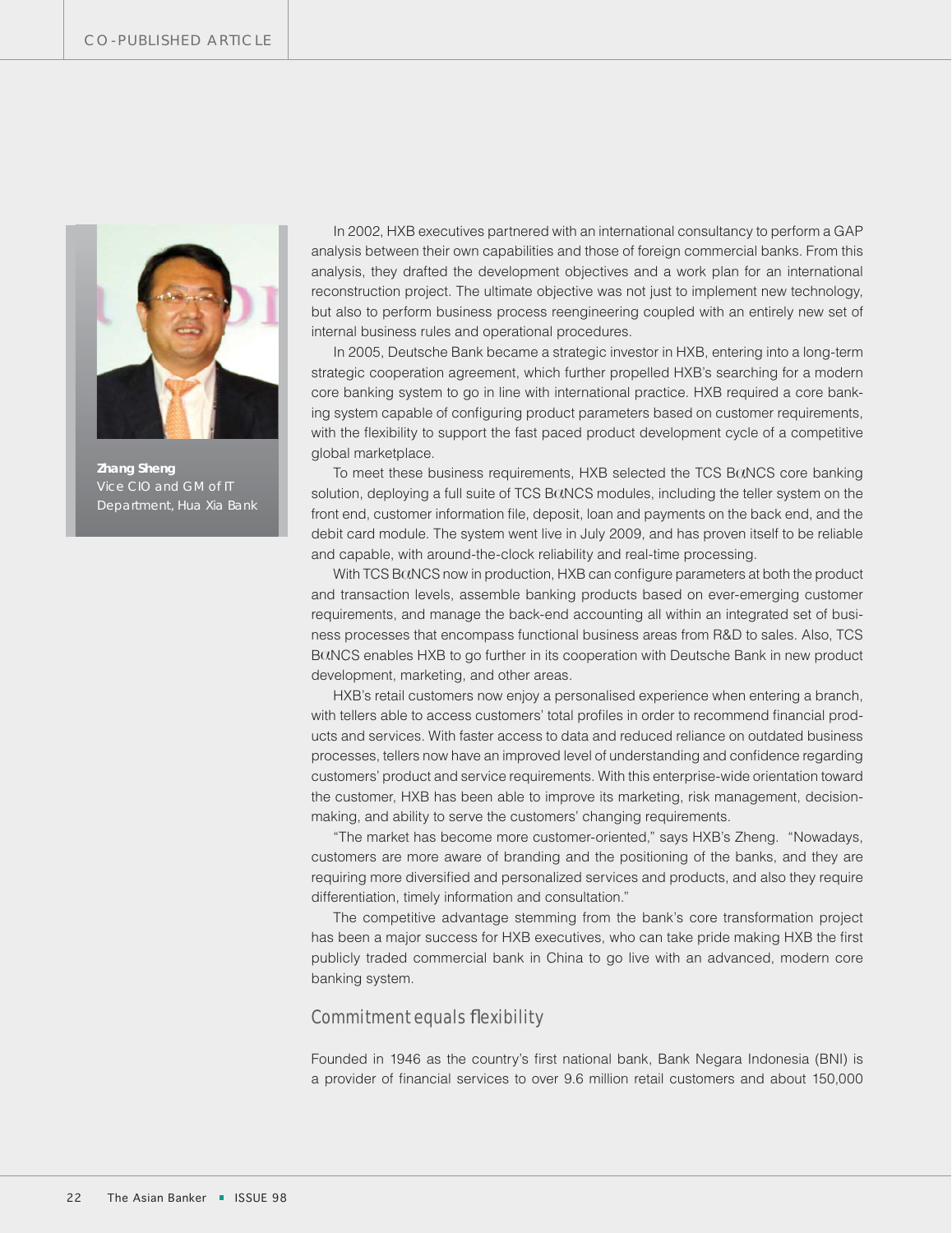**Zhang Sheng**
Vice CIO and GM of IT Department, Hua Xia Bank

In 2002, HXB executives partnered with an international consultancy to perform a GAP analysis between their own capabilities and those of foreign commercial banks. From this analysis, they drafted the development objectives and a work plan for an international reconstruction project. The ultimate objective was not just to implement new technology, but also to perform business process reengineering coupled with an entirely new set of internal business rules and operational procedures.

In 2005, Deutsche Bank became a strategic investor in HXB, entering into a long-term strategic cooperation agreement, which further propelled HXB's searching for a modern core banking system to go in line with international practice. HXB required a core banking system capable of configuring product parameters based on customer requirements, with the flexibility to support the fast paced product development cycle of a competitive global marketplace.

To meet these business requirements, HXB selected the TCS BαNCS core banking solution, deploying a full suite of TCS BαNCS modules, including the teller system on the front end, customer information file, deposit, loan and payments on the back end, and the debit card module. The system went live in July 2009, and has proven itself to be reliable and capable, with around-the-clock reliability and real-time processing.

With TCS BαNCS now in production, HXB can configure parameters at both the product and transaction levels, assemble banking products based on ever-emerging customer requirements, and manage the back-end accounting all within an integrated set of business processes that encompass functional business areas from R&D to sales. Also, TCS BαNCS enables HXB to go further in its cooperation with Deutsche Bank in new product development, marketing, and other areas.

HXB's retail customers now enjoy a personalised experience when entering a branch, with tellers able to access customers' total profiles in order to recommend financial products and services. With faster access to data and reduced reliance on outdated business processes, tellers now have an improved level of understanding and confidence regarding customers' product and service requirements. With this enterprise-wide orientation toward the customer, HXB has been able to improve its marketing, risk management, decision-making, and ability to serve the customers' changing requirements.

"The market has become more customer-oriented," says HXB's Zheng. "Nowadays, customers are more aware of branding and the positioning of the banks, and they are requiring more diversified and personalized services and products, and also they require differentiation, timely information and consultation."

The competitive advantage stemming from the bank's core transformation project has been a major success for HXB executives, who can take pride making HXB the first publicly traded commercial bank in China to go live with an advanced, modern core banking system.

## Commitment equals flexibility

Founded in 1946 as the country's first national bank, Bank Negara Indonesia (BNI) is a provider of financial services to over 9.6 million retail customers and about 150,000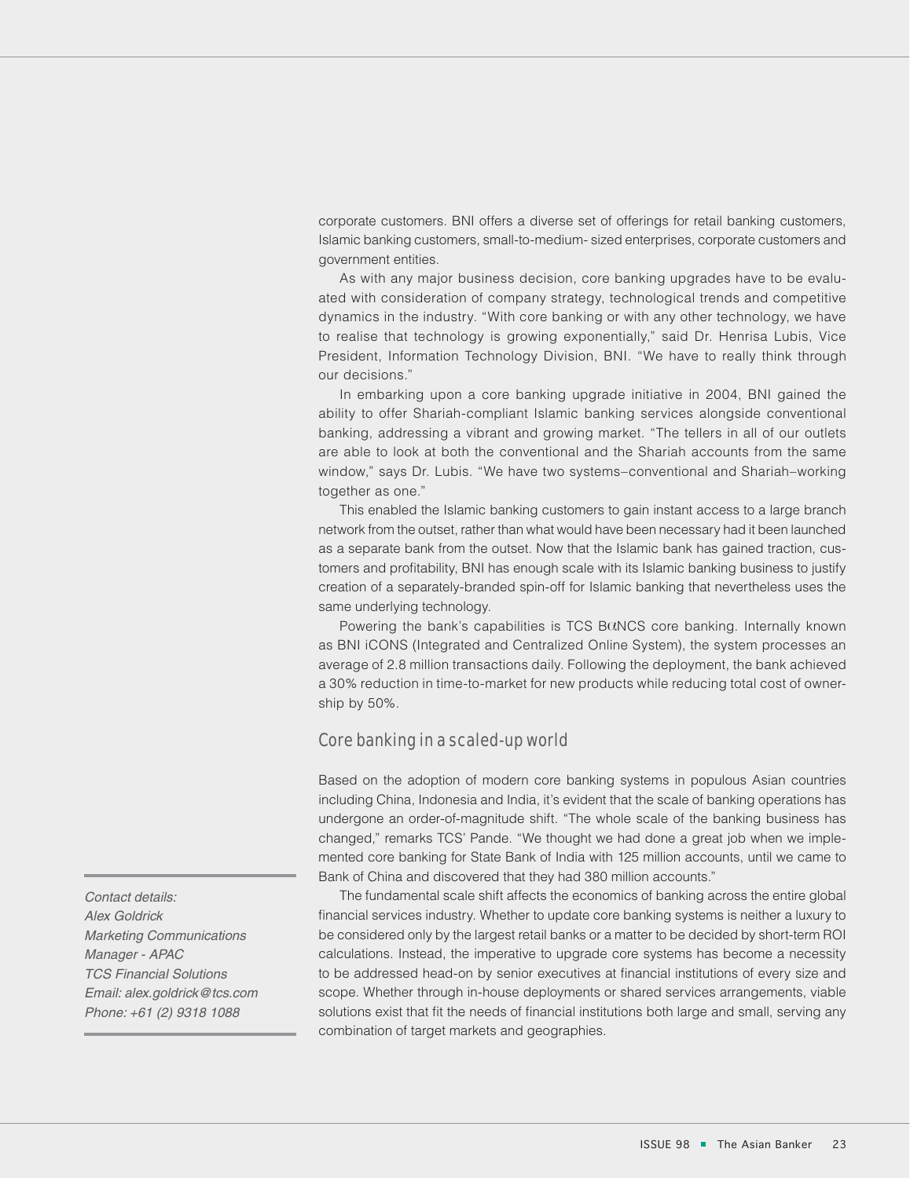corporate customers. BNI offers a diverse set of offerings for retail banking customers, Islamic banking customers, small-to-medium- sized enterprises, corporate customers and government entities.

As with any major business decision, core banking upgrades have to be evaluated with consideration of company strategy, technological trends and competitive dynamics in the industry. "With core banking or with any other technology, we have to realise that technology is growing exponentially," said Dr. Henrisa Lubis, Vice President, Information Technology Division, BNI. "We have to really think through our decisions."

In embarking upon a core banking upgrade initiative in 2004, BNI gained the ability to offer Shariah-compliant Islamic banking services alongside conventional banking, addressing a vibrant and growing market. "The tellers in all of our outlets are able to look at both the conventional and the Shariah accounts from the same window," says Dr. Lubis. "We have two systems–conventional and Shariah–working together as one."

This enabled the Islamic banking customers to gain instant access to a large branch network from the outset, rather than what would have been necessary had it been launched as a separate bank from the outset. Now that the Islamic bank has gained traction, customers and profitability, BNI has enough scale with its Islamic banking business to justify creation of a separately-branded spin-off for Islamic banking that nevertheless uses the same underlying technology.

Powering the bank's capabilities is TCS BαNCS core banking. Internally known as BNI iCONS (Integrated and Centralized Online System), the system processes an average of 2.8 million transactions daily. Following the deployment, the bank achieved a 30% reduction in time-to-market for new products while reducing total cost of ownership by 50%.

## Core banking in a scaled-up world

Based on the adoption of modern core banking systems in populous Asian countries including China, Indonesia and India, it's evident that the scale of banking operations has undergone an order-of-magnitude shift. "The whole scale of the banking business has changed," remarks TCS' Pande. "We thought we had done a great job when we implemented core banking for State Bank of India with 125 million accounts, until we came to Bank of China and discovered that they had 380 million accounts."

The fundamental scale shift affects the economics of banking across the entire global financial services industry. Whether to update core banking systems is neither a luxury to be considered only by the largest retail banks or a matter to be decided by short-term ROI calculations. Instead, the imperative to upgrade core systems has become a necessity to be addressed head-on by senior executives at financial institutions of every size and scope. Whether through in-house deployments or shared services arrangements, viable solutions exist that fit the needs of financial institutions both large and small, serving any combination of target markets and geographies.

*Contact details:*
*Alex Goldrick*
*Marketing Communications Manager - APAC*
*TCS Financial Solutions*
*Email: alex.goldrick@tcs.com*
*Phone: +61 (2) 9318 1088*